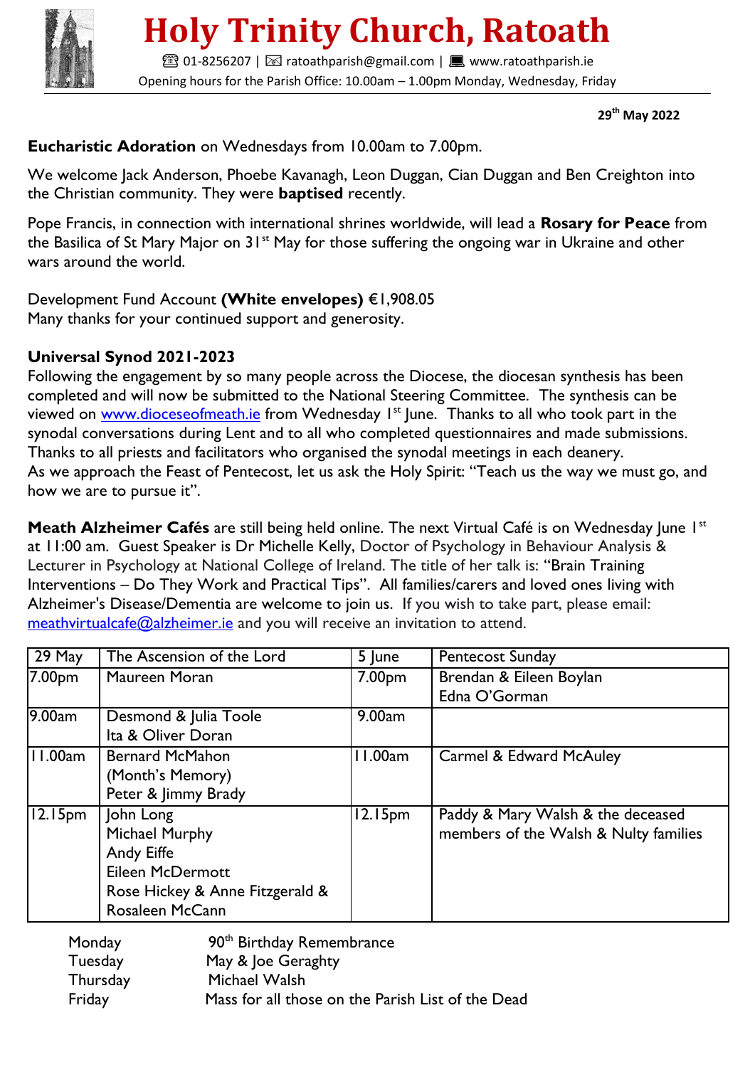# Holy Trinity Church, Ratoath

☎ 01-8256207 | ✉ ratoathparish@gmail.com | 💻 www.ratoathparish.ie

Opening hours for the Parish Office: 10.00am – 1.00pm Monday, Wednesday, Friday

**29th May 2022**

**Eucharistic Adoration** on Wednesdays from 10.00am to 7.00pm.

We welcome Jack Anderson, Phoebe Kavanagh, Leon Duggan, Cian Duggan and Ben Creighton into the Christian community. They were **baptised** recently.

Pope Francis, in connection with international shrines worldwide, will lead a **Rosary for Peace** from the Basilica of St Mary Major on 31st May for those suffering the ongoing war in Ukraine and other wars around the world.

Development Fund Account **(White envelopes)** €1,908.05
Many thanks for your continued support and generosity.

**Universal Synod 2021-2023**
Following the engagement by so many people across the Diocese, the diocesan synthesis has been completed and will now be submitted to the National Steering Committee. The synthesis can be viewed on www.dioceseofmeath.ie from Wednesday 1st June. Thanks to all who took part in the synodal conversations during Lent and to all who completed questionnaires and made submissions. Thanks to all priests and facilitators who organised the synodal meetings in each deanery.
As we approach the Feast of Pentecost, let us ask the Holy Spirit: "Teach us the way we must go, and how we are to pursue it".

**Meath Alzheimer Cafés** are still being held online. The next Virtual Café is on Wednesday June 1st at 11:00 am. Guest Speaker is Dr Michelle Kelly, Doctor of Psychology in Behaviour Analysis & Lecturer in Psychology at National College of Ireland. The title of her talk is: "Brain Training Interventions – Do They Work and Practical Tips". All families/carers and loved ones living with Alzheimer's Disease/Dementia are welcome to join us. If you wish to take part, please email: meathvirtualcafe@alzheimer.ie and you will receive an invitation to attend.

| 29 May | The Ascension of the Lord | 5 June | Pentecost Sunday |
|---|---|---|---|
| 7.00pm | Maureen Moran | 7.00pm | Brendan & Eileen Boylan<br>Edna O'Gorman |
| 9.00am | Desmond & Julia Toole<br>Ita & Oliver Doran | 9.00am | |
| 11.00am | Bernard McMahon<br>(Month's Memory)<br>Peter & Jimmy Brady | 11.00am | Carmel & Edward McAuley |
| 12.15pm | John Long<br>Michael Murphy<br>Andy Eiffe<br>Eileen McDermott<br>Rose Hickey & Anne Fitzgerald &<br>Rosaleen McCann | 12.15pm | Paddy & Mary Walsh & the deceased members of the Walsh & Nulty families |

| | |
|---|---|
| Monday | 90th Birthday Remembrance |
| Tuesday | May & Joe Geraghty |
| Thursday | Michael Walsh |
| Friday | Mass for all those on the Parish List of the Dead |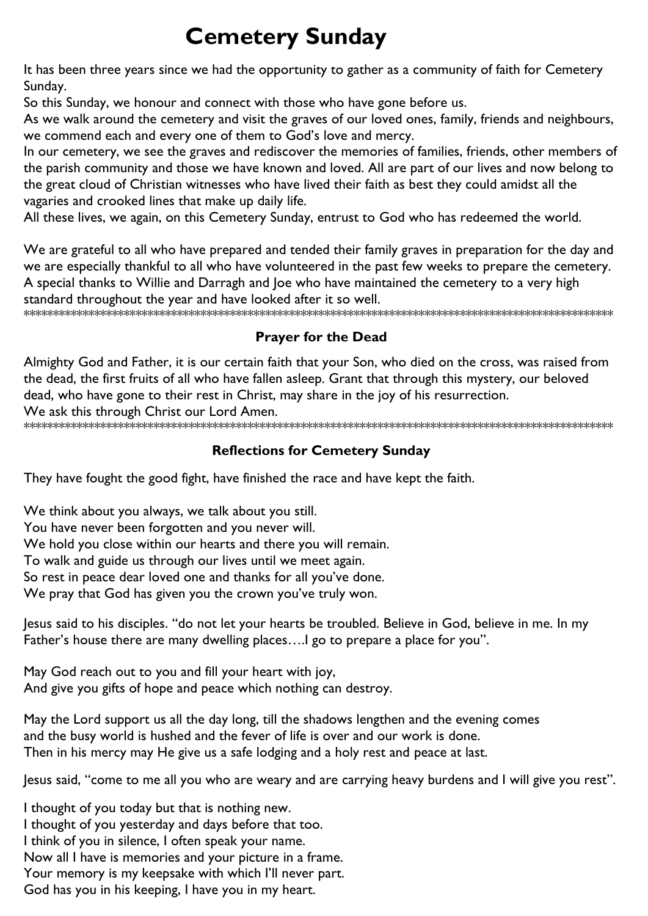# Cemetery Sunday

It has been three years since we had the opportunity to gather as a community of faith for Cemetery Sunday.

So this Sunday, we honour and connect with those who have gone before us.

As we walk around the cemetery and visit the graves of our loved ones, family, friends and neighbours, we commend each and every one of them to God's love and mercy.

In our cemetery, we see the graves and rediscover the memories of families, friends, other members of the parish community and those we have known and loved. All are part of our lives and now belong to the great cloud of Christian witnesses who have lived their faith as best they could amidst all the vagaries and crooked lines that make up daily life.

All these lives, we again, on this Cemetery Sunday, entrust to God who has redeemed the world.

We are grateful to all who have prepared and tended their family graves in preparation for the day and we are especially thankful to all who have volunteered in the past few weeks to prepare the cemetery. A special thanks to Willie and Darragh and Joe who have maintained the cemetery to a very high standard throughout the year and have looked after it so well.

\*\*\*\*\*\*\*\*\*\*\*\*\*\*\*\*\*\*\*\*\*\*\*\*\*\*\*\*\*\*\*\*\*\*\*\*\*\*\*\*\*\*\*\*\*\*\*\*\*\*\*\*\*\*\*\*\*\*\*\*\*\*\*\*\*\*\*\*\*\*\*\*\*\*\*\*\*\*\*\*

**Prayer for the Dead**

Almighty God and Father, it is our certain faith that your Son, who died on the cross, was raised from the dead, the first fruits of all who have fallen asleep. Grant that through this mystery, our beloved dead, who have gone to their rest in Christ, may share in the joy of his resurrection.
We ask this through Christ our Lord Amen.

\*\*\*\*\*\*\*\*\*\*\*\*\*\*\*\*\*\*\*\*\*\*\*\*\*\*\*\*\*\*\*\*\*\*\*\*\*\*\*\*\*\*\*\*\*\*\*\*\*\*\*\*\*\*\*\*\*\*\*\*\*\*\*\*\*\*\*\*\*\*\*\*\*\*\*\*\*\*\*\*

**Reflections for Cemetery Sunday**

They have fought the good fight, have finished the race and have kept the faith.

We think about you always, we talk about you still.
You have never been forgotten and you never will.
We hold you close within our hearts and there you will remain.
To walk and guide us through our lives until we meet again.
So rest in peace dear loved one and thanks for all you've done.
We pray that God has given you the crown you've truly won.

Jesus said to his disciples. "do not let your hearts be troubled. Believe in God, believe in me. In my Father's house there are many dwelling places….I go to prepare a place for you".

May God reach out to you and fill your heart with joy,
And give you gifts of hope and peace which nothing can destroy.

May the Lord support us all the day long, till the shadows lengthen and the evening comes
and the busy world is hushed and the fever of life is over and our work is done.
Then in his mercy may He give us a safe lodging and a holy rest and peace at last.

Jesus said, "come to me all you who are weary and are carrying heavy burdens and I will give you rest".

I thought of you today but that is nothing new.
I thought of you yesterday and days before that too.
I think of you in silence, I often speak your name.
Now all I have is memories and your picture in a frame.
Your memory is my keepsake with which I'll never part.
God has you in his keeping, I have you in my heart.